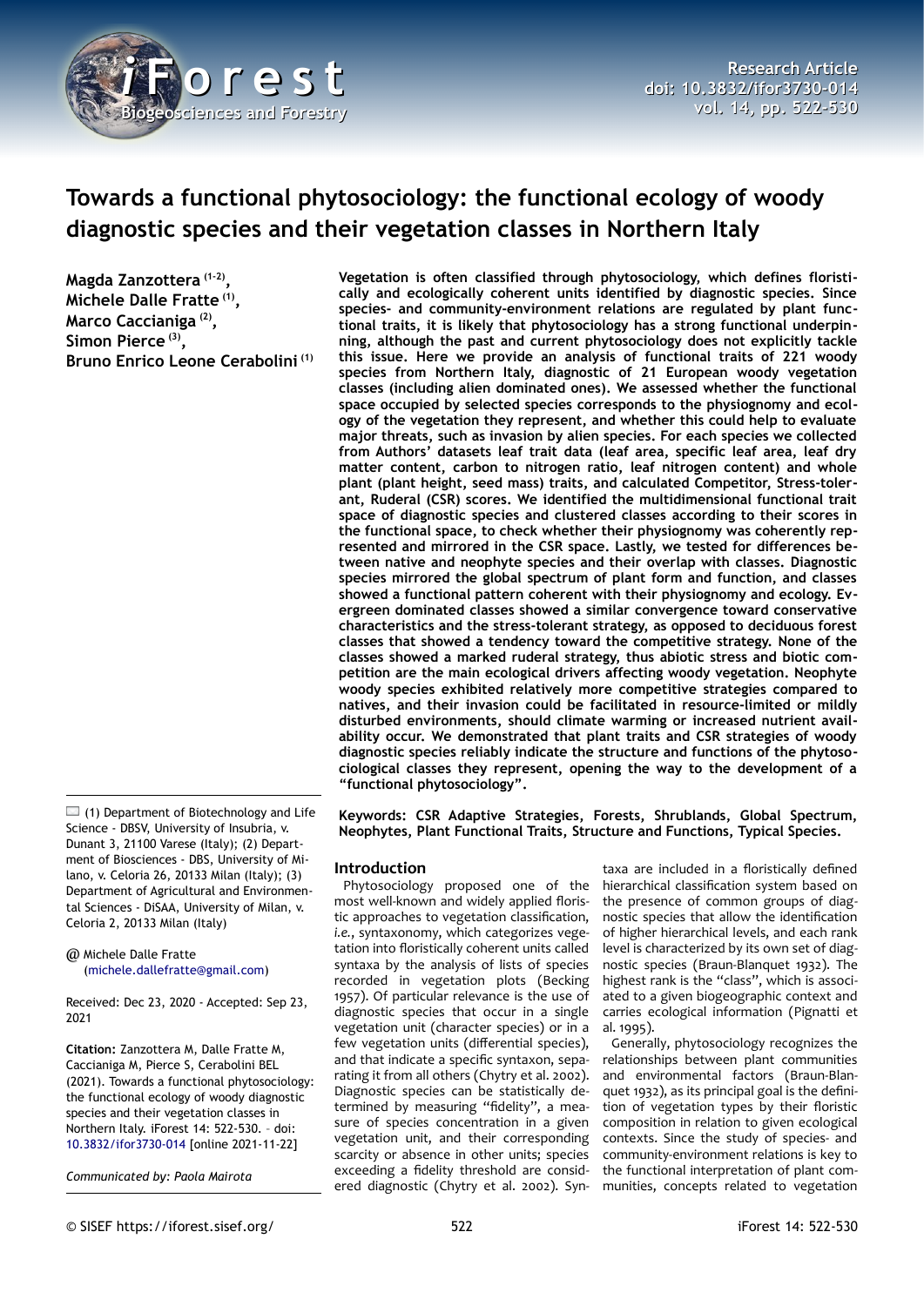# Towards a functional phytosociology: the functional ecology of woody diagnostic species and their vegetation classes in Northern Italy

**Magda Zanzottera** [1-2], **Michele Dalle Fratte** [1], **Marco Caccianiga** [2], **Simon Pierce** [3], **Bruno Enrico Leone Cerabolini** [1]

**Vegetation is often classified through phytosociology, which defines floristically and ecologically coherent units identified by diagnostic species. Since species- and community-environment relations are regulated by plant functional traits, it is likely that phytosociology has a strong functional underpinning, although the past and current phytosociology does not explicitly tackle this issue. Here we provide an analysis of functional traits of 221 woody species from Northern Italy, diagnostic of 21 European woody vegetation classes (including alien dominated ones). We assessed whether the functional space occupied by selected species corresponds to the physiognomy and ecology of the vegetation they represent, and whether this could help to evaluate major threats, such as invasion by alien species. For each species we collected from Authors' datasets leaf trait data (leaf area, specific leaf area, leaf dry matter content, carbon to nitrogen ratio, leaf nitrogen content) and whole plant (plant height, seed mass) traits, and calculated Competitor, Stress-tolerant, Ruderal (CSR) scores. We identified the multidimensional functional trait space of diagnostic species and clustered classes according to their scores in the functional space, to check whether their physiognomy was coherently represented and mirrored in the CSR space. Lastly, we tested for differences between native and neophyte species and their overlap with classes. Diagnostic species mirrored the global spectrum of plant form and function, and classes showed a functional pattern coherent with their physiognomy and ecology. Evergreen dominated classes showed a similar convergence toward conservative characteristics and the stress-tolerant strategy, as opposed to deciduous forest classes that showed a tendency toward the competitive strategy. None of the classes showed a marked ruderal strategy, thus abiotic stress and biotic competition are the main ecological drivers affecting woody vegetation. Neophyte woody species exhibited relatively more competitive strategies compared to natives, and their invasion could be facilitated in resource-limited or mildly disturbed environments, should climate warming or increased nutrient availability occur. We demonstrated that plant traits and CSR strategies of woody diagnostic species reliably indicate the structure and functions of the phytosociological classes they represent, opening the way to the development of a "functional phytosociology".**

**Keywords: CSR Adaptive Strategies, Forests, Shrublands, Global Spectrum, Neophytes, Plant Functional Traits, Structure and Functions, Typical Species.**

(1) Department of Biotechnology and Life Science - DBSV, University of Insubria, v. Dunant 3, 21100 Varese (Italy); (2) Department of Biosciences - DBS, University of Milano, v. Celoria 26, 20133 Milan (Italy); (3) Department of Agricultural and Environmental Sciences - DiSAA, University of Milan, v. Celoria 2, 20133 Milan (Italy)

@ Michele Dalle Fratte (michele.dallefratte@gmail.com)

Received: Dec 23, 2020 - Accepted: Sep 23, 2021

**Citation:** Zanzottera M, Dalle Fratte M, Caccianiga M, Pierce S, Cerabolini BEL (2021). Towards a functional phytosociology: the functional ecology of woody diagnostic species and their vegetation classes in Northern Italy. iForest 14: 522-530. – doi: 10.3832/ifor3730-014 [online 2021-11-22]

*Communicated by: Paola Mairota*

## Introduction

Phytosociology proposed one of the most well-known and widely applied floristic approaches to vegetation classification, *i.e.*, syntaxonomy, which categorizes vegetation into floristically coherent units called syntaxa by the analysis of lists of species recorded in vegetation plots (Becking 1957). Of particular relevance is the use of diagnostic species that occur in a single vegetation unit (character species) or in a few vegetation units (differential species), and that indicate a specific syntaxon, separating it from all others (Chytry et al. 2002). Diagnostic species can be statistically determined by measuring "fidelity", a measure of species concentration in a given vegetation unit, and their corresponding scarcity or absence in other units; species exceeding a fidelity threshold are considered diagnostic (Chytry et al. 2002). Syntaxa are included in a floristically defined hierarchical classification system based on the presence of common groups of diagnostic species that allow the identification of higher hierarchical levels, and each rank level is characterized by its own set of diagnostic species (Braun-Blanquet 1932). The highest rank is the "class", which is associated to a given biogeographic context and carries ecological information (Pignatti et al. 1995).

Generally, phytosociology recognizes the relationships between plant communities and environmental factors (Braun-Blanquet 1932), as its principal goal is the definition of vegetation types by their floristic composition in relation to given ecological contexts. Since the study of species- and community-environment relations is key to the functional interpretation of plant communities, concepts related to vegetation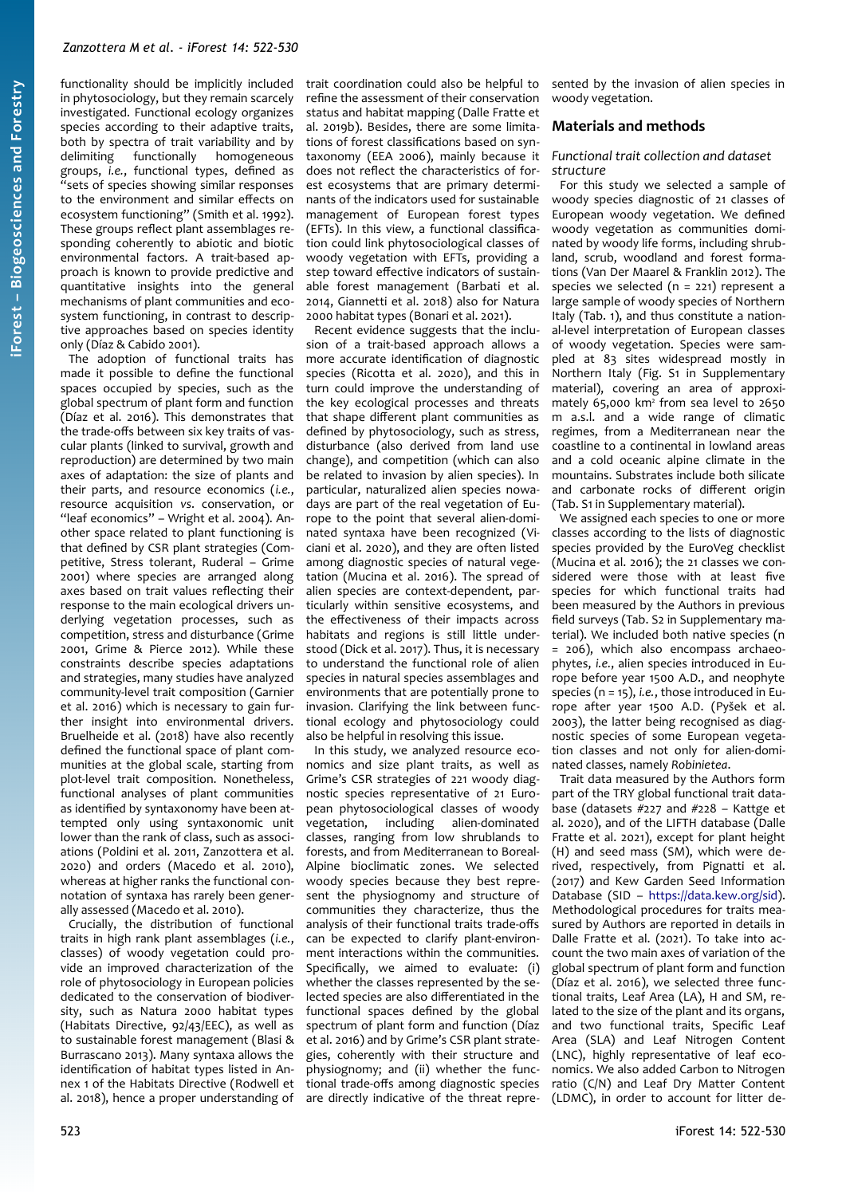functionality should be implicitly included in phytosociology, but they remain scarcely investigated. Functional ecology organizes species according to their adaptive traits, both by spectra of trait variability and by delimiting functionally homogeneous groups, *i.e.*, functional types, defined as "sets of species showing similar responses to the environment and similar effects on ecosystem functioning" (Smith et al. 1992). These groups reflect plant assemblages responding coherently to abiotic and biotic environmental factors. A trait-based approach is known to provide predictive and quantitative insights into the general mechanisms of plant communities and ecosystem functioning, in contrast to descriptive approaches based on species identity only (Díaz & Cabido 2001).

The adoption of functional traits has made it possible to define the functional spaces occupied by species, such as the global spectrum of plant form and function (Díaz et al. 2016). This demonstrates that the trade-offs between six key traits of vascular plants (linked to survival, growth and reproduction) are determined by two main axes of adaptation: the size of plants and their parts, and resource economics (*i.e.*, resource acquisition *vs.* conservation, or "leaf economics" – Wright et al. 2004). Another space related to plant functioning is that defined by CSR plant strategies (Competitive, Stress tolerant, Ruderal – Grime 2001) where species are arranged along axes based on trait values reflecting their response to the main ecological drivers underlying vegetation processes, such as competition, stress and disturbance (Grime 2001, Grime & Pierce 2012). While these constraints describe species adaptions and strategies, many studies have analyzed community-level trait composition (Garnier et al. 2016) which is necessary to gain further insight into environmental drivers. Bruelheide et al. (2018) have also recently defined the functional space of plant communities at the global scale, starting from plot-level trait composition. Nonetheless, functional analyses of plant communities as identified by syntaxonomy have been attempted only using syntaxonomic unit lower than the rank of class, such as associations (Poldini et al. 2011, Zanzottera et al. 2020) and orders (Macedo et al. 2010), whereas at higher ranks the functional connotation of syntaxa has rarely been generally assessed (Macedo et al. 2010).

Crucially, the distribution of functional traits in high rank plant assemblages (*i.e.*, classes) of woody vegetation could provide an improved characterization of the role of phytosociology in European policies dedicated to the conservation of biodiversity, such as Natura 2000 habitat types (Habitats Directive, 92/43/EEC), as well as to sustainable forest management (Blasi & Burrascano 2013). Many syntaxa allows the identification of habitat types listed in Annex 1 of the Habitats Directive (Rodwell et al. 2018), hence a proper understanding of trait coordination could also be helpful to refine the assessment of their conservation status and habitat mapping (Dalle Fratte et al. 2019b). Besides, there are some limitations of forest classifications based on syntaxonomy (EEA 2006), mainly because it does not reflect the characteristics of forest ecosystems that are primary determinants of the indicators used for sustainable management of European forest types (EFTs). In this view, a functional classification could link phytosociological classes of woody vegetation with EFTs, providing a step toward effective indicators of sustainable forest management (Barbati et al. 2014, Giannetti et al. 2018) also for Natura 2000 habitat types (Bonari et al. 2021).

Recent evidence suggests that the inclusion of a trait-based approach allows a more accurate identification of diagnostic species (Ricotta et al. 2020), and this in turn could improve the understanding of the key ecological processes and threats that shape different plant communities as defined by phytosociology, such as stress, disturbance (also derived from land use change), and competition (which can also be related to invasion by alien species). In particular, naturalized alien species nowadays are part of the real vegetation of Europe to the point that several alien-dominated syntaxa have been recognized (Viciani et al. 2020), and they are often listed among diagnostic species of natural vegetation (Mucina et al. 2016). The spread of alien species are context-dependent, particularly within sensitive ecosystems, and the effectiveness of their impacts across habitats and regions is still little understood (Dick et al. 2017). Thus, it is necessary to understand the functional role of alien species in natural species assemblages and environments that are potentially prone to invasion. Clarifying the link between functional ecology and phytosociology could also be helpful in resolving this issue.

In this study, we analyzed resource economics and size plant traits, as well as Grime's CSR strategies of 221 woody diagnostic species representative of 21 European phytosociological classes of woody vegetation, including alien-dominated classes, ranging from low shrublands to forests, and from Mediterranean to Boreal-Alpine bioclimatic zones. We selected woody species because they best represent the physiognomy and structure of communities they characterize, thus the analysis of their functional traits trade-offs can be expected to clarify plant-environment interactions within the communities. Specifically, we aimed to evaluate: (i) whether the classes represented by the selected species are also differentiated in the functional spaces defined by the global spectrum of plant form and function (Díaz et al. 2016) and by Grime's CSR plant strategies, coherently with their structure and physiognomy; and (ii) whether the functional trade-offs among diagnostic species are directly indicative of the threat represented by the invasion of alien species in woody vegetation.

## Materials and methods

### *Functional trait collection and dataset structure*

For this study we selected a sample of woody species diagnostic of 21 classes of European woody vegetation. We defined woody vegetation as communities dominated by woody life forms, including shrubland, scrub, woodland and forest formations (Van Der Maarel & Franklin 2012). The species we selected (n = 221) represent a large sample of woody species of Northern Italy (Tab. 1), and thus constitute a national-level interpretation of European classes of woody vegetation. Species were sampled at 83 sites widespread mostly in Northern Italy (Fig. S1 in Supplementary material), covering an area of approximately 65,000 km$^2$ from sea level to 2650 m a.s.l. and a wide range of climatic regimes, from a Mediterranean near the coastline to a continental in lowland areas and a cold oceanic alpine climate in the mountains. Substrates include both silicate and carbonate rocks of different origin (Tab. S1 in Supplementary material).

We assigned each species to one or more classes according to the lists of diagnostic species provided by the EuroVeg checklist (Mucina et al. 2016); the 21 classes we considered were those with at least five species for which functional traits had been measured by the Authors in previous field surveys (Tab. S2 in Supplementary material). We included both native species (n = 206), which also encompass archaeophytes, *i.e.*, alien species introduced in Europe before year 1500 A.D., and neophyte species (n = 15), *i.e.*, those introduced in Europe after year 1500 A.D. (Pyšek et al. 2003), the latter being recognised as diagnostic species of some European vegetation classes and not only for alien-dominated classes, namely *Robinietea*.

Trait data measured by the Authors form part of the TRY global functional trait database (datasets #227 and #228 – Kattge et al. 2020), and of the LIFTH database (Dalle Fratte et al. 2021), except for plant height (H) and seed mass (SM), which were derived, respectively, from Pignatti et al. (2017) and Kew Garden Seed Information Database (SID – https://data.kew.org/sid). Methodological procedures for traits measured by Authors are reported in details in Dalle Fratte et al. (2021). To take into account the two main axes of variation of the global spectrum of plant form and function (Díaz et al. 2016), we selected three functional traits, Leaf Area (LA), H and SM, related to the size of the plant and its organs, and two functional traits, Specific Leaf Area (SLA) and Leaf Nitrogen Content (LNC), highly representative of leaf economics. We also added Carbon to Nitrogen ratio (C/N) and Leaf Dry Matter Content (LDMC), in order to account for litter de-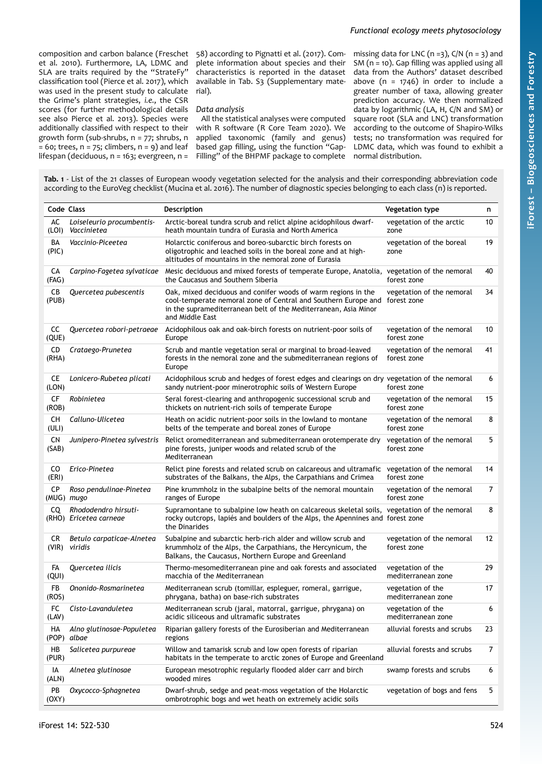composition and carbon balance (Freschet et al. 2010). Furthermore, LA, LDMC and SLA are traits required by the "StrateFy" classification tool (Pierce et al. 2017), which was used in the present study to calculate the Grime's plant strategies, *i.e.*, the CSR scores (for further methodological details see also Pierce et al. 2013). Species were additionally classified with respect to their growth form (sub-shrubs, n = 77; shrubs, n = 60; trees, n = 75; climbers, n = 9) and leaf lifespan (deciduous, n = 163; evergreen, n = 58) according to Pignatti et al. (2017). Complete information about species and their characteristics is reported in the dataset available in Tab. S3 (Supplementary material).

### Data analysis

All the statistical analyses were computed with R software (R Core Team 2020). We applied taxonomic (family and genus) based gap filling, using the function "Gap-Filling" of the BHPMF package to complete missing data for LNC (n =3), C/N (n = 3) and SM (n = 10). Gap filling was applied using all data from the Authors' dataset described above (n = 1746) in order to include a greater number of taxa, allowing greater prediction accuracy. We then normalized data by logarithmic (LA, H, C/N and SM) or square root (SLA and LNC) transformation according to the outcome of Shapiro-Wilks tests; no transformation was required for LDMC data, which was found to exhibit a normal distribution.

**Tab. 1** - List of the 21 classes of European woody vegetation selected for the analysis and their corresponding abbreviation code according to the EuroVeg checklist (Mucina et al. 2016). The number of diagnostic species belonging to each class (n) is reported.

| Code | Class | Description | Vegetation type | n |
|---|---|---|---|---|
| AC (LOI) | *Loiseleurio procumbentis-Vaccinietea* | Arctic-boreal tundra scrub and relict alpine acidophilous dwarf-heath mountain tundra of Eurasia and North America | vegetation of the arctic zone | 10 |
| BA (PIC) | *Vaccinio-Piceetea* | Holarctic coniferous and boreo-subarctic birch forests on oligotrophic and leached soils in the boreal zone and at high-altitudes of mountains in the nemoral zone of Eurasia | vegetation of the boreal zone | 19 |
| CA (FAG) | *Carpino-Fagetea sylvaticae* | Mesic deciduous and mixed forests of temperate Europe, Anatolia, the Caucasus and Southern Siberia | vegetation of the nemoral forest zone | 40 |
| CB (PUB) | *Quercetea pubescentis* | Oak, mixed deciduous and conifer woods of warm regions in the cool-temperate nemoral zone of Central and Southern Europe and in the supramediterranean belt of the Mediterranean, Asia Minor and Middle East | vegetation of the nemoral forest zone | 34 |
| CC (QUE) | *Quercetea robori-petraeae* | Acidophilous oak and oak-birch forests on nutrient-poor soils of Europe | vegetation of the nemoral forest zone | 10 |
| CD (RHA) | *Crataego-Prunetea* | Scrub and mantle vegetation seral or marginal to broad-leaved forests in the nemoral zone and the submediterranean regions of Europe | vegetation of the nemoral forest zone | 41 |
| CE (LON) | *Lonicero-Rubetea plicati* | Acidophilous scrub and hedges of forest edges and clearings on dry sandy nutrient-poor minerotrophic soils of Western Europe | vegetation of the nemoral forest zone | 6 |
| CF (ROB) | *Robinietea* | Seral forest-clearing and anthropogenic successional scrub and thickets on nutrient-rich soils of temperate Europe | vegetation of the nemoral forest zone | 15 |
| CH (ULI) | *Calluno-Ulicetea* | Heath on acidic nutrient-poor soils in the lowland to montane belts of the temperate and boreal zones of Europe | vegetation of the nemoral forest zone | 8 |
| CN (SAB) | *Junipero-Pinetea sylvestris* | Relict oromediterranean and submediterranean orotemperate dry pine forests, juniper woods and related scrub of the Mediterranean | vegetation of the nemoral forest zone | 5 |
| CO (ERI) | *Erico-Pinetea* | Relict pine forests and related scrub on calcareous and ultramafic substrates of the Balkans, the Alps, the Carpathians and Crimea | vegetation of the nemoral forest zone | 14 |
| CP (MUG) | *Roso pendulinae-Pinetea mugo* | Pine krummholz in the subalpine belts of the nemoral mountain ranges of Europe | vegetation of the nemoral forest zone | 7 |
| CQ (RHO) | *Rhododendro hirsuti-Ericetea carneae* | Supramontane to subalpine low heath on calcareous skeletal soils, rocky outcrops, lapiés and boulders of the Alps, the Apennines and the Dinarides | vegetation of the nemoral forest zone | 8 |
| CR (VIR) | *Betulo carpaticae-Alnetea viridis* | Subalpine and subarctic herb-rich alder and willow scrub and krummholz of the Alps, the Carpathians, the Hercynicum, the Balkans, the Caucasus, Northern Europe and Greenland | vegetation of the nemoral forest zone | 12 |
| FA (QUI) | *Quercetea ilicis* | Thermo-mesomediterranean pine and oak forests and associated macchia of the Mediterranean | vegetation of the mediterranean zone | 29 |
| FB (ROS) | *Ononido-Rosmarinetea* | Mediterranean scrub (tomillar, espleguer, romeral, garrigue, phrygana, batha) on base-rich substrates | vegetation of the mediterranean zone | 17 |
| FC (LAV) | *Cisto-Lavanduletea* | Mediterranean scrub (jaral, matorral, garrigue, phrygana) on acidic siliceous and ultramafic substrates | vegetation of the mediterranean zone | 6 |
| HA (POP) | *Alno glutinosae-Populetea albae* | Riparian gallery forests of the Eurosiberian and Mediterranean regions | alluvial forests and scrubs | 23 |
| HB (PUR) | *Salicetea purpureae* | Willow and tamarisk scrub and low open forests of riparian habitats in the temperate to arctic zones of Europe and Greenland | alluvial forests and scrubs | 7 |
| IA (ALN) | *Alnetea glutinosae* | European mesotrophic regularly flooded alder carr and birch wooded mires | swamp forests and scrubs | 6 |
| PB (OXY) | *Oxycocco-Sphagnetea* | Dwarf-shrub, sedge and peat-moss vegetation of the Holarctic ombrotrophic bogs and wet heath on extremely acidic soils | vegetation of bogs and fens | 5 |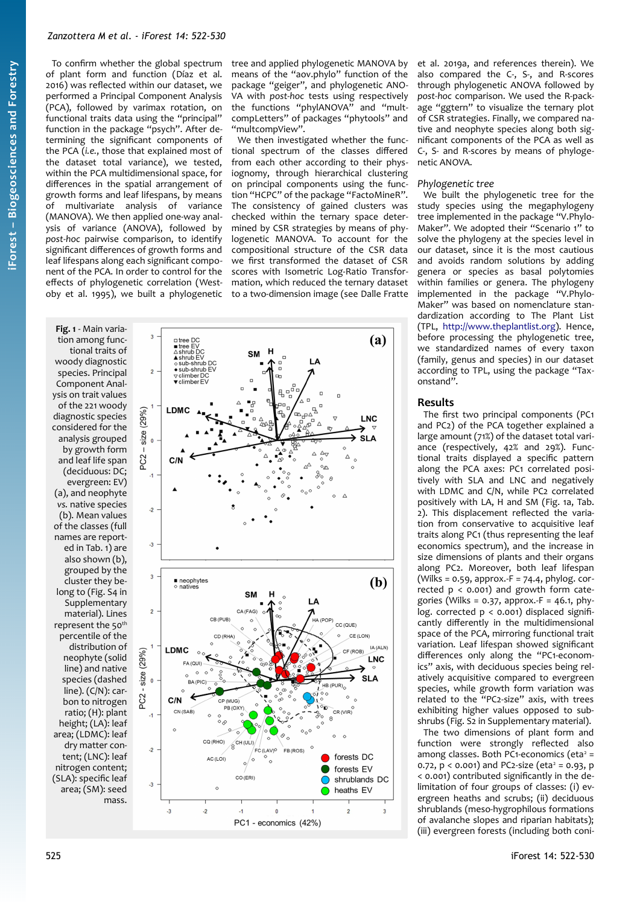To confirm whether the global spectrum of plant form and function (Díaz et al. 2016) was reflected within our dataset, we performed a Principal Component Analysis (PCA), followed by varimax rotation, on functional traits data using the "principal" function in the package "psych". After determining the significant components of the PCA (*i.e.*, those that explained most of the dataset total variance), we tested, within the PCA multidimensional space, for differences in the spatial arrangement of growth forms and leaf lifespans, by means of multivariate analysis of variance (MANOVA). We then applied one-way analysis of variance (ANOVA), followed by *post-hoc* pairwise comparison, to identify significant differences of growth forms and leaf lifespans along each significant component of the PCA. In order to control for the effects of phylogenetic correlation (Westoby et al. 1995), we built a phylogenetic tree and applied phylogenetic MANOVA by means of the "aov.phylo" function of the package "geiger", and phylogenetic ANOVA with *post-hoc* tests using respectively the functions "phylANOVA" and "multcompLetters" of packages "phytools" and "multcompView".

We then investigated whether the functional spectrum of the classes differed from each other according to their physiognomy, through hierarchical clustering on principal components using the function "HCPC" of the package "FactoMineR". The consistency of gained clusters was checked within the ternary space determined by CSR strategies by means of phylogenetic MANOVA. To account for the compositional structure of the CSR data we first transformed the dataset of CSR scores with Isometric Log-Ratio Transformation, which reduced the ternary dataset to a two-dimension image (see Dalle Fratte et al. 2019a, and references therein). We also compared the C-, S-, and R-scores through phylogenetic ANOVA followed by *post-hoc* comparison. We used the R-package "ggtern" to visualize the ternary plot of CSR strategies. Finally, we compared native and neophyte species along both significant components of the PCA as well as C-, S- and R-scores by means of phylogenetic ANOVA.

### Phylogenetic tree

We built the phylogenetic tree for the study species using the megaphylogeny tree implemented in the package "V.PhyloMaker". We adopted their "Scenario 1" to solve the phylogeny at the species level in our dataset, since it is the most cautious and avoids random solutions by adding genera or species as basal polytomies within families or genera. The phylogeny implemented in the package "V.PhyloMaker" was based on nomenclature standardization according to The Plant List (TPL, http://www.theplantlist.org). Hence, before processing the phylogenetic tree, we standardized names of every taxon (family, genus and species) in our dataset according to TPL, using the package "Taxonstand".

**Fig. 1** - Main variation among functional traits of woody diagnostic species. Principal Component Analysis (PCA) on trait values of the 221 woody diagnostic species considered for the analysis grouped by growth form and leaf life span (deciduous: DC; evergreen: EV) (a), and neophyte *vs.* native species (b). Mean values of the classes (full names are reported in Tab. 1) are also shown (b), grouped by the cluster they belong to (Fig. S4 in Supplementary material). Lines represent the 50[th] percentile of the distribution of neophyte (solid line) and native species (dashed line). (C/N): carbon to nitrogen ratio; (H): plant height; (LA): leaf area; (LDMC): leaf dry matter content; (LNC): leaf nitrogen content; (SLA): specific leaf area; (SM): seed mass.

## Results

The first two principal components (PC1 and PC2) of the PCA together explained a large amount (71%) of the dataset total variance (respectively, 42% and 29%). Functional traits displayed a specific pattern along the PCA axes: PC1 correlated positively with SLA and LNC and negatively with LDMC and C/N, while PC2 correlated positively with LA, H and SM (Fig. 1a, Tab. 2). This displacement reflected the variation from conservative to acquisitive leaf traits along PC1 (thus representing the leaf economics spectrum), and the increase in size dimensions of plants and their organs along PC2. Moreover, both leaf lifespan (Wilks = 0.59, approx.-F = 74.4, phylog. corrected $p < 0.001$) and growth form categories (Wilks = 0.37, approx.-F = 46.1, phylog. corrected $p < 0.001$) displaced significantly differently in the multidimensional space of the PCA, mirroring functional trait variation. Leaf lifespan showed significant differences only along the "PC1-economics" axis, with deciduous species being relatively acquisitive compared to evergreen species, while growth form variation was related to the "PC2-size" axis, with trees exhibiting higher values opposed to subshrubs (Fig. S2 in Supplementary material).

The two dimensions of plant form and function were strongly reflected also among classes. Both PC1-economics ($eta^2 = 0.72$, $p < 0.001$) and PC2-size ($eta^2 = 0.93$, $p < 0.001$) contributed significantly in the delimitation of four groups of classes: (i) evergreen heaths and scrubs; (ii) deciduous shrublands (meso-hygrophilous formations of avalanche slopes and riparian habitats); (iii) evergreen forests (including both coni-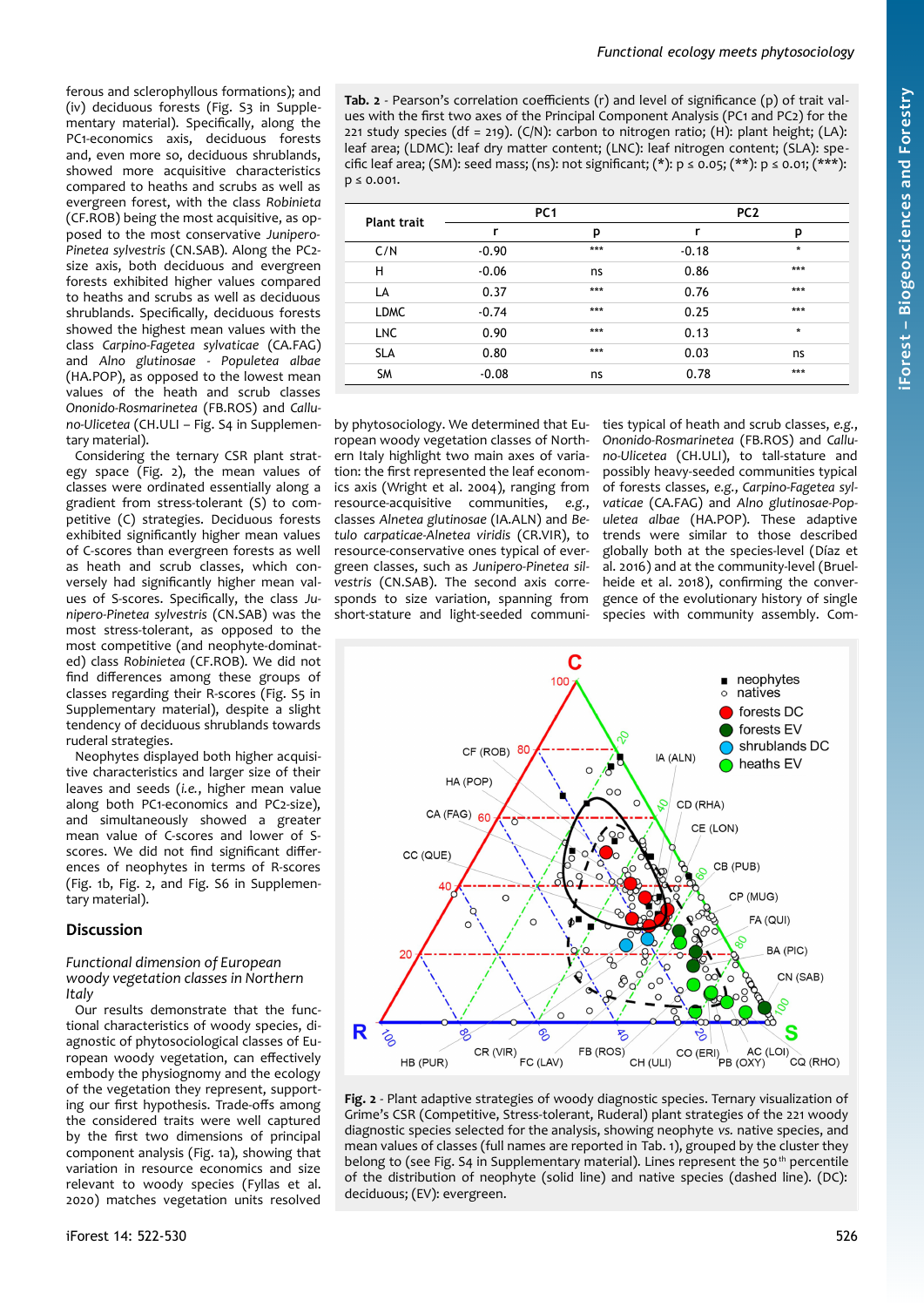ferous and sclerophyllous formations); and (iv) deciduous forests (Fig. S3 in Supplementary material). Specifically, along the PC1-economics axis, deciduous forests and, even more so, deciduous shrublands, showed more acquisitive characteristics compared to heaths and scrubs as well as evergreen forest, with the class *Robinieta* (CF.ROB) being the most acquisitive, as opposed to the most conservative *Junipero-Pinetea sylvestris* (CN.SAB). Along the PC2-size axis, both deciduous and evergreen forests exhibited higher values compared to heaths and scrubs as well as deciduous shrublands. Specifically, deciduous forests showed the highest mean values with the class *Carpino-Fagetea sylvaticae* (CA.FAG) and *Alno glutinosae - Populetea albae* (HA.POP), as opposed to the lowest mean values of the heath and scrub classes *Ononido-Rosmarinetea* (FB.ROS) and *Calluno-Ulicetea* (CH.ULI – Fig. S4 in Supplementary material).

Considering the ternary CSR plant strategy space (Fig. 2), the mean values of classes were ordinated essentially along a gradient from stress-tolerant (S) to competitive (C) strategies. Deciduous forests exhibited significantly higher mean values of C-scores than evergreen forests as well as heath and scrub classes, which conversely had significantly higher mean values of S-scores. Specifically, the class *Junipero-Pinetea sylvestris* (CN.SAB) was the most stress-tolerant, as opposed to the most competitive (and neophyte-dominated) class *Robinieta* (CF.ROB). We did not find differences among these groups of classes regarding their R-scores (Fig. S5 in Supplementary material), despite a slight tendency of deciduous shrublands towards ruderal strategies.

Neophytes displayed both higher acquisitive characteristics and larger size of their leaves and seeds (*i.e.*, higher mean value along both PC1-economics and PC2-size), and simultaneously showed a greater mean value of C-scores and lower of S-scores. We did not find significant differences of neophytes in terms of R-scores (Fig. 1b, Fig. 2, and Fig. S6 in Supplementary material).

**Tab. 2** - Pearson's correlation coefficients (r) and level of significance (p) of trait values with the first two axes of the Principal Component Analysis (PC1 and PC2) for the 221 study species (df = 219). (C/N): carbon to nitrogen ratio; (H): plant height; (LA): leaf area; (LDMC): leaf dry matter content; (LNC): leaf nitrogen content; (SLA): specific leaf area; (SM): seed mass; (ns): not significant; (*): p ≤ 0.05; (**): p ≤ 0.01; (***): p ≤ 0.001.

| Plant trait | PC1 | | PC2 | |
|---|---|---|---|---|
| | r | p | r | p |
| C/N | -0.90 | *** | -0.18 | * |
| H | -0.06 | ns | 0.86 | *** |
| LA | 0.37 | *** | 0.76 | *** |
| LDMC | -0.74 | *** | 0.25 | *** |
| LNC | 0.90 | *** | 0.13 | * |
| SLA | 0.80 | *** | 0.03 | ns |
| SM | -0.08 | ns | 0.78 | *** |

## Discussion

### *Functional dimension of European woody vegetation classes in Northern Italy*

Our results demonstrate that the functional characteristics of woody species, diagnostic of phytosociological classes of European woody vegetation, can effectively embody the physiognomy and the ecology of the vegetation they represent, supporting our first hypothesis. Trade-offs among the considered traits were well captured by the first two dimensions of principal component analysis (Fig. 1a), showing that variation in resource economics and size relevant to woody species (Fyllas et al. 2020) matches vegetation units resolved by phytosociology. We determined that European woody vegetation classes of Northern Italy highlight two main axes of variation: the first represented the leaf economics axis (Wright et al. 2004), ranging from resource-acquisitive communities, *e.g.*, classes *Alnetea glutinosae* (IA.ALN) and *Betulo carpaticae-Alnetea viridis* (CR.VIR), to resource-conservative ones typical of evergreen classes, such as *Junipero-Pinetea sylvestris* (CN.SAB). The second axis corresponds to size variation, spanning from short-stature and light-seeded communities typical of heath and scrub classes, *e.g.*, *Ononido-Rosmarinetea* (FB.ROS) and *Calluno-Ulicetea* (CH.ULI), to tall-stature and possibly heavy-seeded communities typical of forests classes, *e.g.*, *Carpino-Fagetea sylvaticae* (CA.FAG) and *Alno glutinosae-Populetea albae* (HA.POP). These adaptive trends were similar to those described globally both at the species-level (Díaz et al. 2016) and at the community-level (Bruelheide et al. 2018), confirming the convergence of the evolutionary history of single species with community assembly. Com-

**Fig. 2** - Plant adaptive strategies of woody diagnostic species. Ternary visualization of Grime's CSR (Competitive, Stress-tolerant, Ruderal) plant strategies of the 221 woody diagnostic species selected for the analysis, showing neophyte *vs.* native species, and mean values of classes (full names are reported in Tab. 1), grouped by the cluster they belong to (see Fig. S4 in Supplementary material). Lines represent the 50th percentile of the distribution of neophyte (solid line) and native species (dashed line). (DC): deciduous; (EV): evergreen.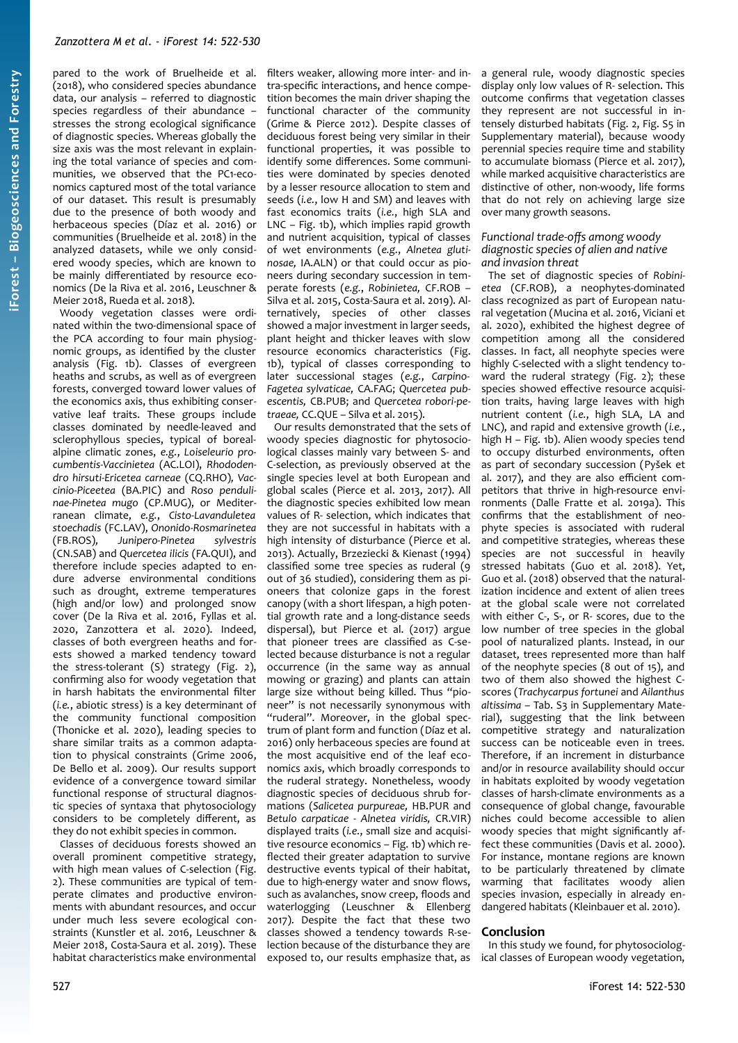pared to the work of Bruelheide et al. (2018), who considered species abundance data, our analysis – referred to diagnostic species regardless of their abundance – stresses the strong ecological significance of diagnostic species. Whereas globally the size axis was the most relevant in explaining the total variance of species and communities, we observed that the PC1-economics captured most of the total variance of our dataset. This result is presumably due to the presence of both woody and herbaceous species (Díaz et al. 2016) or communities (Bruelheide et al. 2018) in the analyzed datasets, while we only considered woody species, which are known to be mainly differentiated by resource economics (De la Riva et al. 2016, Leuschner & Meier 2018, Rueda et al. 2018).

Woody vegetation classes were ordinated within the two-dimensional space of the PCA according to four main physiognomic groups, as identified by the cluster analysis (Fig. 1b). Classes of evergreen heaths and scrubs, as well as of evergreen forests, converged toward lower values of the economics axis, thus exhibiting conservative leaf traits. These groups include classes dominated by needle-leaved and sclerophyllous species, typical of boreal-alpine climate zones, *e.g.*, *Loiseleurio procumbentis-Vaccinietea* (AC.LOI), *Rhododendro hirsuti-Ericetea carneae* (CQ.RHO), *Vaccinio-Piceetea* (BA.PIC) and *Roso pendulinae-Pinetea mugo* (CP.MUG), or Mediterranean climate, *e.g.*, *Cisto-Lavanduletea stoechadis* (FC.LAV), *Ononido-Rosmarinetea* (FB.ROS), *Junipero-Pinetea sylvestris* (CN.SAB) and *Quercetea ilicis* (FA.QUI), and therefore include species adapted to endure adverse environmental conditions such as drought, extreme temperatures (high and/or low) and prolonged snow cover (De la Riva et al. 2016, Fyllas et al. 2020, Zanzottera et al. 2020). Indeed, classes of both evergreen heaths and forests showed a marked tendency toward the stress-tolerant (S) strategy (Fig. 2), confirming also for woody vegetation that in harsh habitats the environmental filter (*i.e.*, abiotic stress) is a key determinant of the community functional composition (Thonicke et al. 2020), leading species to share similar traits as a common adaptation to physical constraints (Grime 2006, De Bello et al. 2009). Our results support evidence of a convergence toward similar functional response of structural diagnostic species of syntaxa that phytosociology considers to be completely different, as they do not exhibit species in common.

Classes of deciduous forests showed an overall prominent competitive strategy, with high mean values of C-selection (Fig. 2). These communities are typical of temperate climates and productive environments with abundant resources, and occur under much less severe ecological constraints (Kunstler et al. 2016, Leuschner & Meier 2018, Costa-Saura et al. 2019). These habitat characteristics make environmental filters weaker, allowing more inter- and intra-specific interactions, and hence competition becomes the main driver shaping the functional character of the community (Grime & Pierce 2012). Despite classes of deciduous forest being very similar in their functional properties, it was possible to identify some differences. Some communities were dominated by species denoted by a lesser resource allocation to stem and seeds (*i.e.*, low H and SM) and leaves with fast economics traits (*i.e.*, high SLA and LNC – Fig. 1b), which implies rapid growth and nutrient acquisition, typical of classes of wet environments (*e.g.*, *Alnetea glutinosae,* IA.ALN) or that could occur as pioneers during secondary succession in temperate forests (*e.g.*, *Robinietea,* CF.ROB – Silva et al. 2015, Costa-Saura et al. 2019). Alternatively, species of other classes showed a major investment in larger seeds, plant height and thicker leaves with slow resource economics characteristics (Fig. 1b), typical of classes corresponding to later successional stages (*e.g.*, *Carpino-Fagetea sylvaticae,* CA.FAG; *Quercetea pubescentis,* CB.PUB; and *Quercetea robori-petraeae,* CC.QUE – Silva et al. 2015).

Our results demonstrated that the sets of woody species diagnostic for phytosociological classes mainly vary between S- and C-selection, as previously observed at the single species level at both European and global scales (Pierce et al. 2013, 2017). All the diagnostic species exhibited low mean values of R- selection, which indicates that they are not successful in habitats with a high intensity of disturbance (Pierce et al. 2013). Actually, Brzeziecki & Kienast (1994) classified some tree species as ruderal (9 out of 36 studied), considering them as pioneers that colonize gaps in the forest canopy (with a short lifespan, a high potential growth rate and a long-distance seeds dispersal), but Pierce et al. (2017) argue that pioneer trees are classified as C-selected because disturbance is not a regular occurrence (in the same way as annual mowing or grazing) and plants can attain large size without being killed. Thus "pioneer" is not necessarily synonymous with "ruderal". Moreover, in the global spectrum of plant form and function (Díaz et al. 2016) only herbaceous species are found at the most acquisitive end of the leaf economics axis, which broadly corresponds to the ruderal strategy. Nonetheless, woody diagnostic species of deciduous shrub formations (*Salicetea purpureae,* HB.PUR and *Betulo carpaticae - Alnetea viridis,* CR.VIR) displayed traits (*i.e.*, small size and acquisitive resource economics – Fig. 1b) which reflected their greater adaptation to survive destructive events typical of their habitat, due to high-energy water and snow flows, such as avalanches, snow creep, floods and waterlogging (Leuschner & Ellenberg 2017). Despite the fact that these two classes showed a tendency towards R-selection because of the disturbance they are exposed to, our results emphasize that, as a general rule, woody diagnostic species display only low values of R- selection. This outcome confirms that vegetation classes they represent are not successful in intensely disturbed habitats (Fig. 2, Fig. S5 in Supplementary material), because woody perennial species require time and stability to accumulate biomass (Pierce et al. 2017), while marked acquisitive characteristics are distinctive of other, non-woody, life forms that do not rely on achieving large size over many growth seasons.

### *Functional trade-offs among woody diagnostic species of alien and native and invasion threat*

The set of diagnostic species of *Robinietea* (CF.ROB), a neophytes-dominated class recognized as part of European natural vegetation (Mucina et al. 2016, Viciani et al. 2020), exhibited the highest degree of competition among all the considered classes. In fact, all neophyte species were highly C-selected with a slight tendency toward the ruderal strategy (Fig. 2); these species showed effective resource acquisition traits, having large leaves with high nutrient content (*i.e.*, high SLA, LA and LNC), and rapid and extensive growth (*i.e.*, high H – Fig. 1b). Alien woody species tend to occupy disturbed environments, often as part of secondary succession (Pyšek et al. 2017), and they are also efficient competitors that thrive in high-resource environments (Dalle Fratte et al. 2019a). This confirms that the establishment of neophyte species is associated with ruderal and competitive strategies, whereas these species are not successful in heavily stressed habitats (Guo et al. 2018). Yet, Guo et al. (2018) observed that the naturalization incidence and extent of alien trees at the global scale were not correlated with either C-, S-, or R- scores, due to the low number of tree species in the global pool of naturalized plants. Instead, in our dataset, trees represented more than half of the neophyte species (8 out of 15), and two of them also showed the highest C-scores (*Trachycarpus fortunei* and *Ailanthus altissima* – Tab. S3 in Supplementary Material), suggesting that the link between competitive strategy and naturalization success can be noticeable even in trees. Therefore, if an increment in disturbance and/or in resource availability should occur in habitats exploited by woody vegetation classes of harsh-climate environments as a consequence of global change, favourable niches could become accessible to alien woody species that might significantly affect these communities (Davis et al. 2000). For instance, montane regions are known to be particularly threatened by climate warming that facilitates woody alien species invasion, especially in already endangered habitats (Kleinbauer et al. 2010).

## Conclusion

In this study we found, for phytosociological classes of European woody vegetation,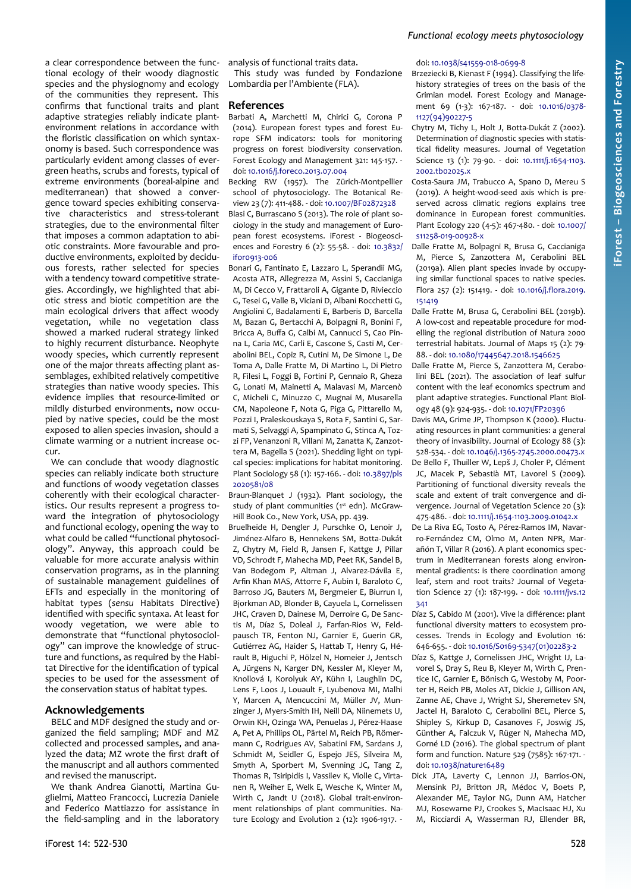a clear correspondence between the functional ecology of their woody diagnostic species and the physiognomy and ecology of the communities they represent. This confirms that functional traits and plant adaptive strategies reliably indicate plant-environment relations in accordance with the floristic classification on which syntaxonomy is based. Such correspondence was particularly evident among classes of evergreen heaths, scrubs and forests, typical of extreme environments (boreal-alpine and mediterranean) that showed a convergence toward species exhibiting conservative characteristics and stress-tolerant strategies, due to the environmental filter that imposes a common adaptation to abiotic constraints. More favourable and productive environments, exploited by deciduous forests, rather selected for species with a tendency toward competitive strategies. Accordingly, we highlighted that abiotic stress and biotic competition are the main ecological drivers that affect woody vegetation, while no vegetation class showed a marked ruderal strategy linked to highly recurrent disturbance. Neophyte woody species, which currently represent one of the major threats affecting plant assemblages, exhibited relatively competitive strategies than native woody species. This evidence implies that resource-limited or mildly disturbed environments, now occupied by native species, could be the most exposed to alien species invasion, should a climate warming or a nutrient increase occur.

We can conclude that woody diagnostic species can reliably indicate both structure and functions of woody vegetation classes coherently with their ecological characteristics. Our results represent a progress toward the integration of phytosociology and functional ecology, opening the way to what could be called "functional phytosociology". Anyway, this approach could be valuable for more accurate analysis within conservation programs, as in the planning of sustainable management guidelines of EFTs and especially in the monitoring of habitat types (*sensu* Habitats Directive) identified with specific syntaxa. At least for woody vegetation, we were able to demonstrate that "functional phytosociology" can improve the knowledge of structure and functions, as required by the Habitat Directive for the identification of typical species to be used for the assessment of the conservation status of habitat types.

## Acknowledgements

BELC and MDF designed the study and organized the field sampling; MDF and MZ collected and processed samples, and analyzed the data; MZ wrote the first draft of the manuscript and all authors commented and revised the manuscript.

We thank Andrea Gianotti, Martina Guglielmi, Matteo Francocci, Lucrezia Daniele and Federico Mattiazzo for assistance in the field-sampling and in the laboratory analysis of functional traits data.

This study was funded by Fondazione Lombardia per l'Ambiente (FLA).

## References

Barbati A, Marchetti M, Chirici G, Corona P (2014). European forest types and forest Europe SFM indicators: tools for monitoring progress on forest biodiversity conservation. Forest Ecology and Management 321: 145-157. - doi: 10.1016/j.foreco.2013.07.004

Becking RW (1957). The Zürich-Montpellier school of phytosociology. The Botanical Review 23 (7): 411-488. - doi: 10.1007/BF02872328

Blasi C, Burrascano S (2013). The role of plant sociology in the study and management of European forest ecosystems. iForest - Biogeosciences and Forestry 6 (2): 55-58. - doi: 10.3832/ifor0913-006

Bonari G, Fantinato E, Lazzaro L, Sperandii MG, Acosta ATR, Allegrezza M, Assini S, Caccianiga M, Di Cecco V, Frattaroli A, Gigante D, Rivieccio G, Tesei G, Valle B, Viciani D, Albani Rocchetti G, Angiolini C, Badalamenti E, Barberis D, Barcella M, Bazan G, Bertacchi A, Bolpagni R, Bonini F, Bricca A, Buffa G, Calbi M, Cannucci S, Cao Pinna L, Caria MC, Carli E, Cascone S, Casti M, Cerabolini BEL, Copiz R, Cutini M, De Simone L, De Toma A, Dalle Fratte M, Di Martino L, Di Pietro R, Filesi L, Foggi B, Fortini P, Gennaio R, Gheza G, Lonati M, Mainetti A, Malavasi M, Marcenò C, Micheli C, Minuzzo C, Mugnai M, Musarella CM, Napoleone F, Nota G, Piga G, Pittarello M, Pozzi I, Praleskouskaya S, Rota F, Santini G, Sarmati S, Selvaggi A, Spampinato G, Stinca A, Tozzi FP, Venanzoni R, Villani M, Zanatta K, Zanzottera M, Bagella S (2021). Shedding light on typical species: implications for habitat monitoring. Plant Sociology 58 (1): 157-166. - doi: 10.3897/pls2020581/08

Braun-Blanquet J (1932). Plant sociology, the study of plant communities (1st edn). McGraw-Hill Book Co., New York, USA, pp. 439.

Bruelheide H, Dengler J, Purschke O, Lenoir J, Jiménez-Alfaro B, Hennekens SM, Botta-Dukát Z, Chytry M, Field R, Jansen F, Kattge J, Pillar VD, Schrodt F, Mahecha MD, Peet RK, Sandel B, Van Bodegom P, Altman J, Alvarez-Dávila E, Arfin Khan MAS, Attorre F, Aubin I, Baraloto C, Barroso JG, Bauters M, Bergmeier E, Biurrun I, Bjorkman AD, Blonder B, Cayuela L, Cornelissen JHC, Craven D, Dainese M, Derroire G, De Sanctis M, Díaz S, Doleal J, Farfan-Rios W, Feldpausch TR, Fenton NJ, Garnier E, Guerin GR, Gutiérrez AG, Haider S, Hattab T, Henry G, Hérault B, Higuchi P, Hölzel N, Homeier J, Jentsch A, Jürgens N, Karger DN, Kessler M, Kleyer M, Knollová I, Korolyuk AY, Kühn I, Laughlin DC, Lens F, Loos J, Louault F, Lyubenova MI, Malhi Y, Marcen C, Mencuccini M, Müller JV, Munzinger J, Myers-Smith IH, Neill DA, Niinemets U, Orwin KH, Ozinga WA, Penuelas J, Pérez-Haase A, Pet A, Phillips OL, Pärtel M, Reich PB, Römermann C, Rodrigues AV, Sabatini FM, Sardans J, Schmidt M, Seidler G, Espejo JES, Silveira M, Smyth A, Sporbert M, Svenning JC, Tang Z, Thomas R, Tsiripidis I, Vassilev K, Violle C, Virtanen R, Weiher E, Welk E, Wesche K, Winter M, Wirth C, Jandt U (2018). Global trait-environment relationships of plant communities. Nature Ecology and Evolution 2 (12): 1906-1917. - doi: 10.1038/s41559-018-0699-8

Brzeziecki B, Kienast F (1994). Classifying the life-history strategies of trees on the basis of the Grimian model. Forest Ecology and Management 69 (1-3): 167-187. - doi: 10.1016/0378-1127(94)90227-5

Chytry M, Tichy L, Holt J, Botta-Dukát Z (2002). Determination of diagnostic species with statistical fidelity measures. Journal of Vegetation Science 13 (1): 79-90. - doi: 10.1111/j.1654-1103.2002.tb02025.x

Costa-Saura JM, Trabucco A, Spano D, Mereu S (2019). A height-wood-seed axis which is preserved across climatic regions explains tree dominance in European forest communities. Plant Ecology 220 (4-5): 467-480. - doi: 10.1007/s11258-019-00928-x

Dalle Fratte M, Bolpagni R, Brusa G, Caccianiga M, Pierce S, Zanzottera M, Cerabolini BEL (2019a). Alien plant species invade by occupying similar functional spaces to native species. Flora 257 (2): 151419. - doi: 10.1016/j.flora.2019.151419

Dalle Fratte M, Brusa G, Cerabolini BEL (2019b). A low-cost and repeatable procedure for modelling the regional distribution of Natura 2000 terrestrial habitats. Journal of Maps 15 (2): 79-88. - doi: 10.1080/17445647.2018.1546625

Dalle Fratte M, Pierce S, Zanzottera M, Cerabolini BEL (2021). The association of leaf sulfur content with the leaf economics spectrum and plant adaptive strategies. Functional Plant Biology 48 (9): 924-935. - doi: 10.1071/FP20396

Davis MA, Grime JP, Thompson K (2000). Fluctuating resources in plant communities: a general theory of invasibility. Journal of Ecology 88 (3): 528-534. - doi: 10.1046/j.1365-2745.2000.00473.x

De Bello F, Thuiller W, Lepš J, Choler P, Clément JC, Macek P, Sebastià MT, Lavorel S (2009). Partitioning of functional diversity reveals the scale and extent of trait convergence and divergence. Journal of Vegetation Science 20 (3): 475-486. - doi: 10.1111/j.1654-1103.2009.01042.x

De La Riva EG, Tosto A, Pérez-Ramos IM, Navarro-Fernández CM, Olmo M, Anten NPR, Marañón T, Villar R (2016). A plant economics spectrum in Mediterranean forests along environmental gradients: is there coordination among leaf, stem and root traits? Journal of Vegetation Science 27 (1): 187-199. - doi: 10.1111/jvs.12341

Díaz S, Cabido M (2001). Vive la différence: plant functional diversity matters to ecosystem processes. Trends in Ecology and Evolution 16: 646-655. - doi: 10.1016/S0169-5347(01)02283-2

Díaz S, Kattge J, Cornelissen JHC, Wright IJ, Lavorel S, Dray S, Reu B, Kleyer M, Wirth C, Prentice IC, Garnier E, Bönisch G, Westoby M, Poorter H, Reich PB, Moles AT, Dickie J, Gillison AN, Zanne AE, Chave J, Wright SJ, Sheremetev SN, Jactel H, Baraloto C, Cerabolini BEL, Pierce S, Shipley S, Kirkup D, Casanoves F, Joswig JS, Günther A, Falczuk V, Rüger N, Mahecha MD, Gorné LD (2016). The global spectrum of plant form and function. Nature 529 (7585): 167-171. - doi: 10.1038/nature16489

Dick JTA, Laverty C, Lennon JJ, Barrios-ON, Mensink PJ, Britton JR, Médoc V, Boets P, Alexander ME, Taylor NG, Dunn AM, Hatcher MJ, Rosewarne PJ, Crookes S, MacIsaac HJ, Xu M, Ricciardi A, Wasserman RJ, Ellender BR,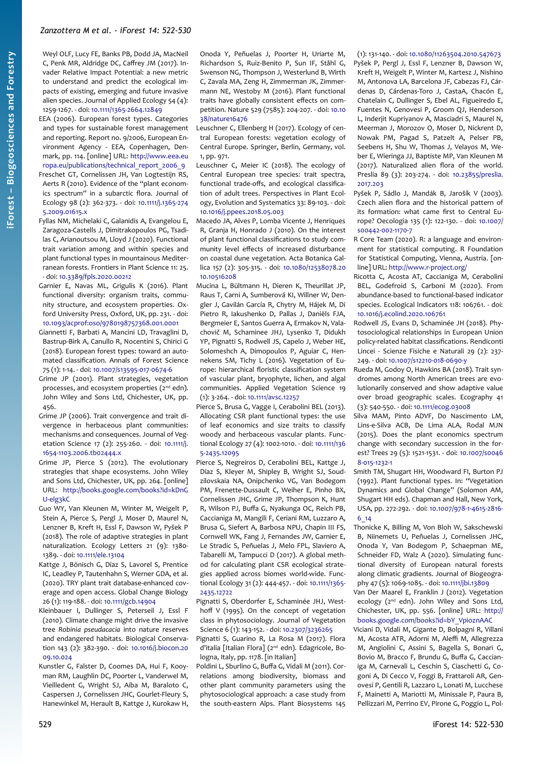Weyl OLF, Lucy FE, Banks PB, Dodd JA, MacNeil C, Penk MR, Aldridge DC, Caffrey JM (2017). Invader Relative Impact Potential: a new metric to understand and predict the ecological impacts of existing, emerging and future invasive alien species. Journal of Applied Ecology 54 (4): 1259-1267. - doi: 10.1111/1365-2664.12849

EEA (2006). European forest types. Categories and types for sustainable forest management and reporting. Report no. 9/2006, European Environment Agency - EEA, Copenhagen, Denmark, pp. 114. [online] URL: http://www.eea.europa.eu/publications/technical_report_2006_9

Freschet GT, Cornelissen JH, Van Logtestijn RS, Aerts R (2010). Evidence of the "plant economics spectrum" in a subarctic flora. Journal of Ecology 98 (2): 362-373. - doi: 10.1111/j.1365-2745.2009.01615.x

Fyllas NM, Michelaki C, Galanidis A, Evangelou E, Zaragoza-Castells J, Dimitrakopoulos PG, Tsadilas C, Arianoutsou M, Lloyd J (2020). Functional trait variation among and within species and plant functional types in mountainous Mediterranean forests. Frontiers in Plant Science 11: 25. - doi: 10.3389/fpls.2020.00212

Garnier E, Navas ML, Grigulis K (2016). Plant functional diversity: organism traits, community structure, and ecosystem properties. Oxford University Press, Oxford, UK, pp. 231. - doi: 10.1093/acprof:oso/9780198757368.001.0001

Giannetti F, Barbati A, Mancini LD, Travaglini D, Bastrup-Birk A, Canullo R, Nocentini S, Chirici G (2018). European forest types: toward an automated classification. Annals of Forest Science 75 (1): 1-14. - doi: 10.1007/s13595-017-0674-6

Grime JP (2001). Plant strategies, vegetation processes, and ecosystem properties (2nd edn). John Wiley and Sons Ltd, Chichester, UK, pp. 456.

Grime JP (2006). Trait convergence and trait divergence in herbaceous plant communities: mechanisms and consequences. Journal of Vegetation Science 17 (2): 255-260. - doi: 10.1111/j.1654-1103.2006.tb02444.x

Grime JP, Pierce S (2012). The evolutionary strategies that shape ecosystems. John Wiley and Sons Ltd, Chichester, UK, pp. 264. [online] URL: http://books.google.com/books?id=kDnGU-elg3kC

Guo WY, Van Kleunen M, Winter M, Weigelt P, Stein A, Pierce S, Pergl J, Moser D, Maurel N, Lenzner B, Kreft H, Essl F, Dawson W, Pyšek P (2018). The role of adaptive strategies in plant naturalization. Ecology Letters 21 (9): 1380-1389. - doi: 10.1111/ele.13104

Kattge J, Bönisch G, Díaz S, Lavorel S, Prentice IC, Leadley P, Tautenhahn S, Werner GDA, et al. (2020). TRY plant trait database-enhanced coverage and open access. Global Change Biology 26 (1): 119-188. - doi: 10.1111/gcb.14904

Kleinbauer I, Dullinger S, Peterseil J, Essl F (2010). Climate change might drive the invasive tree *Robinia pseudacacia* into nature reserves and endangered habitats. Biological Conservation 143 (2): 382-390. - doi: 10.1016/j.biocon.2009.10.024

Kunstler G, Falster D, Coomes DA, Hui F, Kooyman RM, Laughlin DC, Poorter L, Vanderwel M, Vieilledent G, Wright SJ, Aiba M, Baraloto C, Caspersen J, Cornelissen JHC, Gourlet-Fleury S, Hanewinkel M, Herault B, Kattge J, Kurokawa H, Onoda Y, Peñuelas J, Poorter H, Uriarte M, Richardson S, Ruiz-Benito P, Sun IF, Ståhl G, Swenson NG, Thompson J, Westerlund B, Wirth C, Zavala MA, Zeng H, Zimmerman JK, Zimmermann NE, Westoby M (2016). Plant functional traits have globally consistent effects on competition. Nature 529 (7585): 204-207. - doi: 10.1038/nature16476

Leuschner C, Ellenberg H (2017). Ecology of central European forests: vegetation ecology of Central Europe. Springer, Berlin, Germany, vol. 1, pp. 971.

Leuschner C, Meier IC (2018). The ecology of Central European tree species: trait spectra, functional trade-offs, and ecological classification of adult trees. Perspectives in Plant Ecology, Evolution and Systematics 33: 89-103. - doi: 10.1016/j.ppees.2018.05.003

Macedo JA, Alves P, Lomba Vicente J, Henriques R, Granja H, Honrado J (2010). On the interest of plant functional classifications to study community level effects of increased disturbance on coastal dune vegetation. Acta Botanica Gallica 157 (2): 305-315. - doi: 10.1080/12538078.2010.10516208

Mucina L, Bültmann H, Dieren K, Theurillat JP, Raus T, Carni A, Sumberová KI, Willner W, Dengler J, Gavilán García R, Chytry M, Hájek M, Di Pietro R, Iakushenko D, Pallas J, Daniëls FJA, Bergmeier E, Santos Guerra A, Ermakov N, Valachovič M, Schaminee JHJ, Lysenko T, Didukh YP, Pignatti S, Rodwell JS, Capelo J, Weber HE, Solomeshch A, Dimopoulos P, Aguiar C, Hennekens SM, Tichy L (2016). Vegetation of Europe: hierarchical floristic classification system of vascular plant, bryophyte, lichen, and algal communities. Applied Vegetation Science 19 (1): 3-264. - doi: 10.1111/avsc.12257

Pierce S, Brusa G, Vagge I, Cerabolini BEL (2013). Allocating CSR plant functional types: the use of leaf economics and size traits to classify woody and herbaceous vascular plants. Functional Ecology 27 (4): 1002-1010. - doi: 10.1111/1365-2435.12095

Pierce S, Negreiros D, Cerabolini BEL, Kattge J, Díaz S, Kleyer M, Shipley B, Wright SJ, Soudzilovskaia NA, Onipchenko VG, Van Bodegom PM, Frenette-Dussault C, Weiher E, Pinho BX, Cornelissen JHC, Grime JP, Thompson K, Hunt R, Wilson PJ, Buffa G, Nyakunga OC, Reich PB, Caccianiga M, Mangili F, Ceriani RM, Luzzaro A, Brusa G, Siefert A, Barbosa NPU, Chapin III FS, Cornwell WK, Fang J, Fernandes JW, Garnier E, Le Stradic S, Peñuelas J, Melo FPL, Slaviero A, Tabarelli M, Tampucci D (2017). A global method for calculating plant CSR ecological strategies applied across biomes world-wide. Functional Ecology 31 (2): 444-457. - doi: 10.1111/1365-2435.12722

Pignatti S, Oberdorfer E, Schaminée JHJ, Westhoff V (1995). On the concept of vegetation class in phytosociology. Journal of Vegetation Science 6 (1): 143-152. - doi: 10.2307/3236265

Pignatti S, Guarino R, La Rosa M (2017). Flora d'italia [Italian Flora] (2nd edn). Edagricole, Bologna, Italy, pp. 1178. [in Italian]

Poldini L, Sburlino G, Buffa G, Vidali M (2011). Correlations among biodiversity, biomass and other plant community parameters using the phytosociological approach: a case study from the south-eastern Alps. Plant Biosystems 145 (1): 131-140. - doi: 10.1080/11263504.2010.547673

Pyšek P, Pergl J, Essl F, Lenzner B, Dawson W, Kreft H, Weigelt P, Winter M, Kartesz J, Nishino M, Antonova LA, Barcelona JF, Cabezas FJ, Cárdenas D, Cárdenas-Toro J, CastaA, Chacón E, Chatelain C, Dullinger S, Ebel AL, Figueiredo E, Fuentes N, Genovesi P, Groom QJ, Henderson L, Inderjit Kupriyanov A, Masciadri S, Maurel N, Meerman J, Morozov O, Moser D, Nickrent D, Nowak PM, Pagad S, Patzelt A, Pelser PB, Seebens H, Shu W, Thomas J, Velayos M, Weber E, Wieringa JJ, Baptiste MP, Van Kleunen M (2017). Naturalized alien flora of the world. Preslia 89 (3): 203-274. - doi: 10.23855/preslia.2017.203

Pyšek P, Sádlo J, Mandák B, Jarošík V (2003). Czech alien flora and the historical pattern of its formation: what came first to Central Europe? Oecologia 135 (1): 122-130. - doi: 10.1007/s00442-002-1170-7

R Core Team (2020). R: a language and environment for statistical computing. R Foundation for Statistical Computing, Vienna, Austria. [online] URL: http://www.r-project.org/

Ricotta C, Acosta AT, Caccianiga M, Cerabolini BEL, Godefroid S, Carboni M (2020). From abundance-based to functional-based indicator species. Ecological Indicators 118: 106761. - doi: 10.1016/j.ecolind.2020.106761

Rodwell JS, Evans D, Schaminée JH (2018). Phytosociological relationships in European Union policy-related habitat classifications. Rendiconti Lincei - Scienze Fisiche e Naturali 29 (2): 237-249. - doi: 10.1007/s12210-018-0690-y

Rueda M, Godoy O, Hawkins BA (2018). Trait syndromes among North American trees are evolutionarily conserved and show adaptive value over broad geographic scales. Ecography 41 (3): 540-550. - doi: 10.1111/ecog.03008

Silva MAM, Pinto ADFV, Do Nascimento LM, Lins-e-Silva ACB, De Lima ALA, Rodal MJN (2015). Does the plant economics spectrum change with secondary succession in the forest? Trees 29 (5): 1521-1531. - doi: 10.1007/s00468-015-1232-1

Smith TM, Shugart HH, Woodward FI, Burton PJ (1992). Plant functional types. In: "Vegetation Dynamics and Global Change" (Solomon AM, Shugart HH eds). Chapman and Hall, New York, USA, pp. 272-292. - doi: 10.1007/978-1-4615-2816-6_14

Thonicke K, Billing M, Von Bloh W, Sakschewski B, Niinemets U, Peñuelas J, Cornelissen JHC, Onoda Y, Van Bodegom P, Schaepman ME, Schneider FD, Walz A (2020). Simulating functional diversity of European natural forests along climatic gradients. Journal of Biogeography 47 (5): 1069-1085. - doi: 10.1111/jbi.13809

Van Der Maarel E, Franklin J (2012). Vegetation ecology (2nd edn). John Wiley and Sons Ltd, Chichester, UK, pp. 556. [online] URL: http://books.google.com/books?id=bY_VpioznAAC

Viciani D, Vidali M, Gigante D, Bolpagni R, Villani M, Acosta ATR, Adorni M, Aleffi M, Allegrezza M, Angiolini C, Assini S, Bagella S, Bonari G, Bovio M, Bracco F, Brundu G, Buffa G, Caccianiga M, Carnevali L, Ceschin S, Ciaschetti G, Cogoni A, Di Cecco V, Foggi B, Frattaroli AR, Genovesi P, Gentili R, Lazzaro L, Lonati M, Lucchese F, Mainetti A, Mariotti M, Minissale P, Paura B, Pellizzari M, Perrino EV, Pirone G, Poggio L, Pol-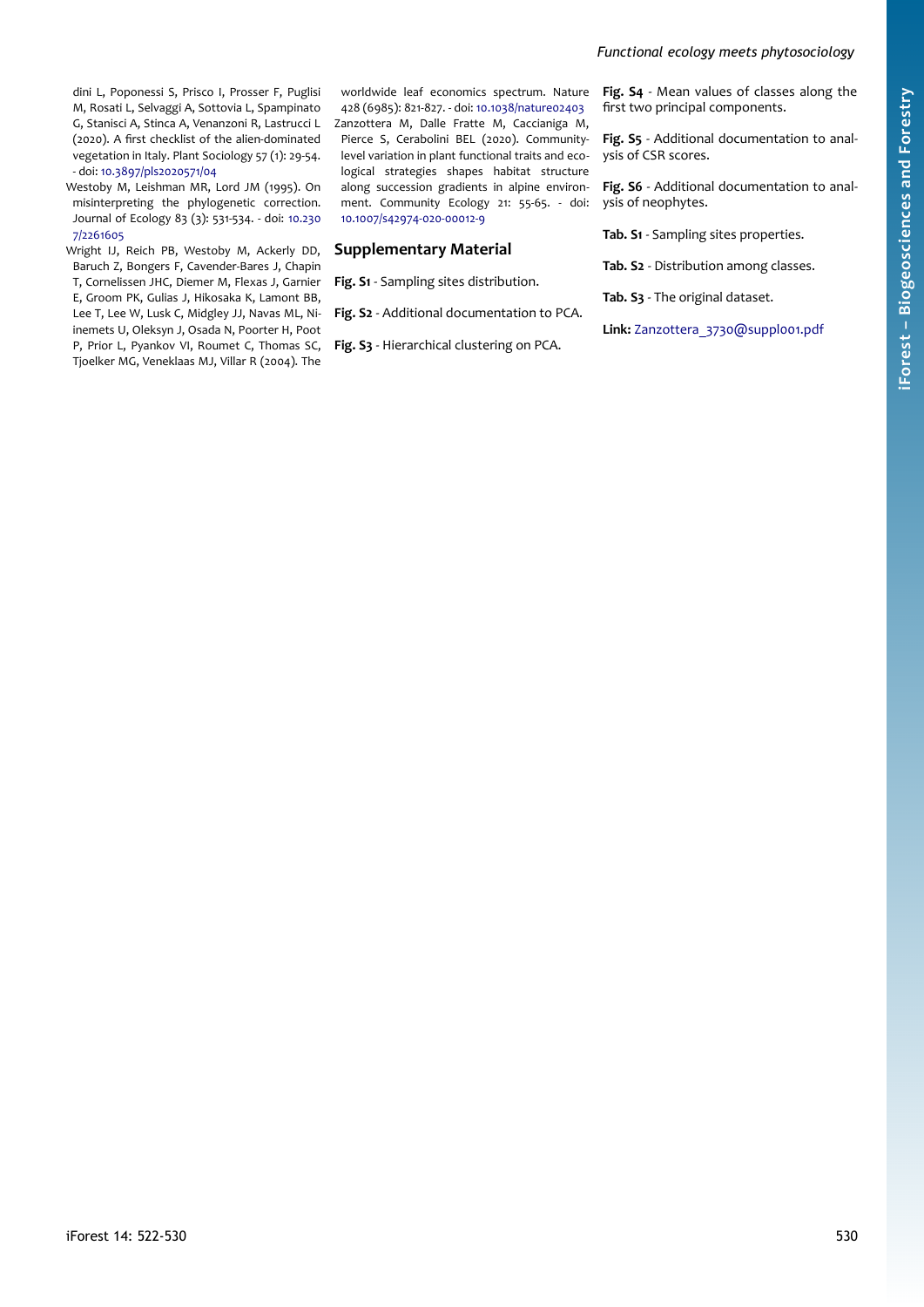dini L, Poponessi S, Prisco I, Prosser F, Puglisi M, Rosati L, Selvaggi A, Sottovia L, Spampinato G, Stanisci A, Stinca A, Venanzoni R, Lastrucci L (2020). A first checklist of the alien-dominated vegetation in Italy. Plant Sociology 57 (1): 29-54. - doi: 10.3897/pls2020571/04

Westoby M, Leishman MR, Lord JM (1995). On misinterpreting the phylogenetic correction. Journal of Ecology 83 (3): 531-534. - doi: 10.2307/2261605

Wright IJ, Reich PB, Westoby M, Ackerly DD, Baruch Z, Bongers F, Cavender-Bares J, Chapin T, Cornelissen JHC, Diemer M, Flexas J, Garnier E, Groom PK, Gulias J, Hikosaka K, Lamont BB, Lee T, Lee W, Lusk C, Midgley JJ, Navas ML, Niinemets U, Oleksyn J, Osada N, Poorter H, Poot P, Prior L, Pyankov VI, Roumet C, Thomas SC, Tjoelker MG, Veneklaas MJ, Villar R (2004). The worldwide leaf economics spectrum. Nature 428 (6985): 821-827. - doi: 10.1038/nature02403

Zanzottera M, Dalle Fratte M, Caccianiga M, Pierce S, Cerabolini BEL (2020). Community-level variation in plant functional traits and ecological strategies shapes habitat structure along succession gradients in alpine environment. Community Ecology 21: 55-65. - doi: 10.1007/s42974-020-00012-9

## Supplementary Material

**Fig. S1** - Sampling sites distribution.

**Fig. S2** - Additional documentation to PCA.

**Fig. S3** - Hierarchical clustering on PCA.

**Fig. S4** - Mean values of classes along the first two principal components.

**Fig. S5** - Additional documentation to analysis of CSR scores.

**Fig. S6** - Additional documentation to analysis of neophytes.

**Tab. S1** - Sampling sites properties.

**Tab. S2** - Distribution among classes.

**Tab. S3** - The original dataset.

**Link:** Zanzottera_3730@suppl001.pdf